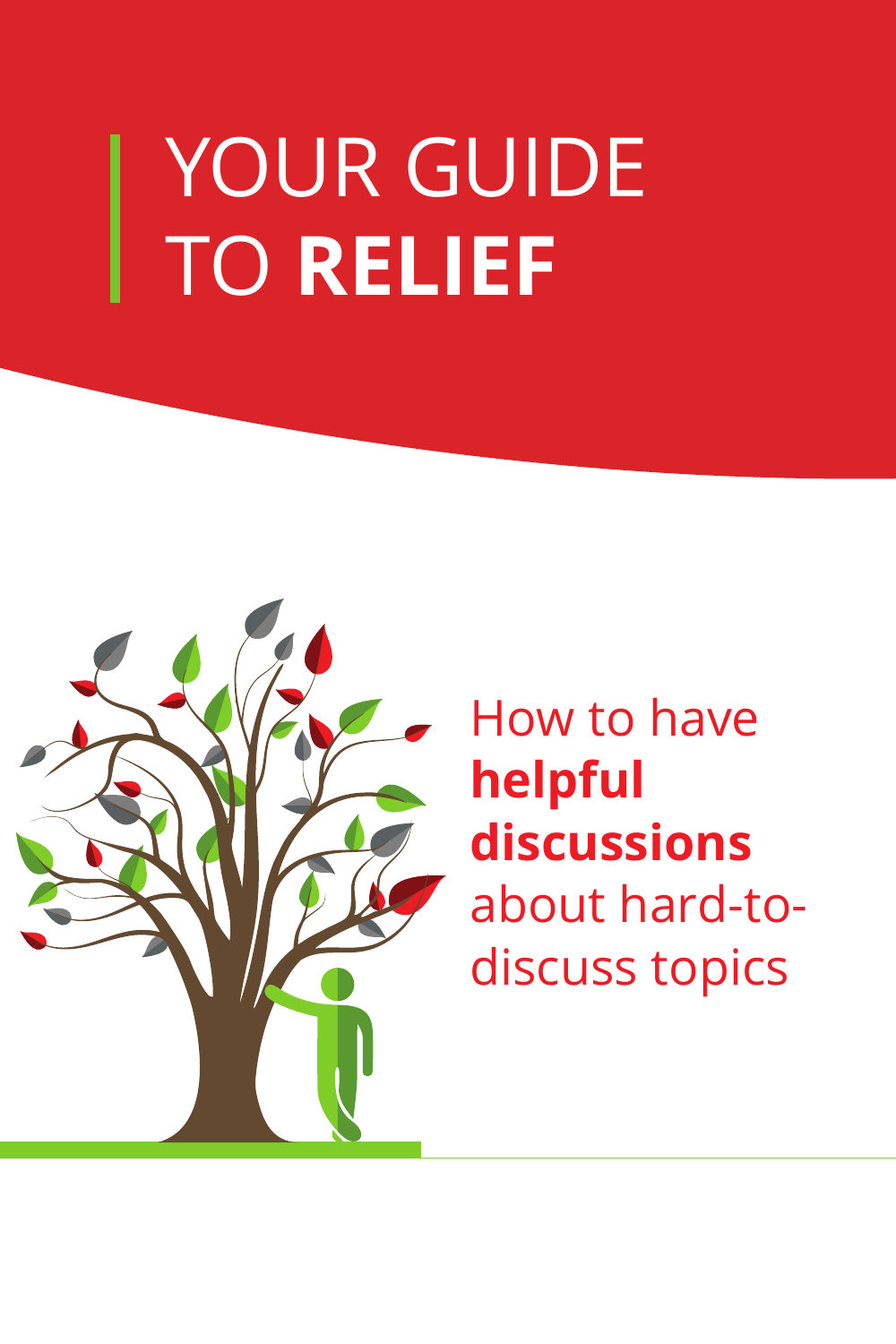# YOUR GUIDE TO **RELIEF**

How to have **helpful discussions** about hard-to-discuss topics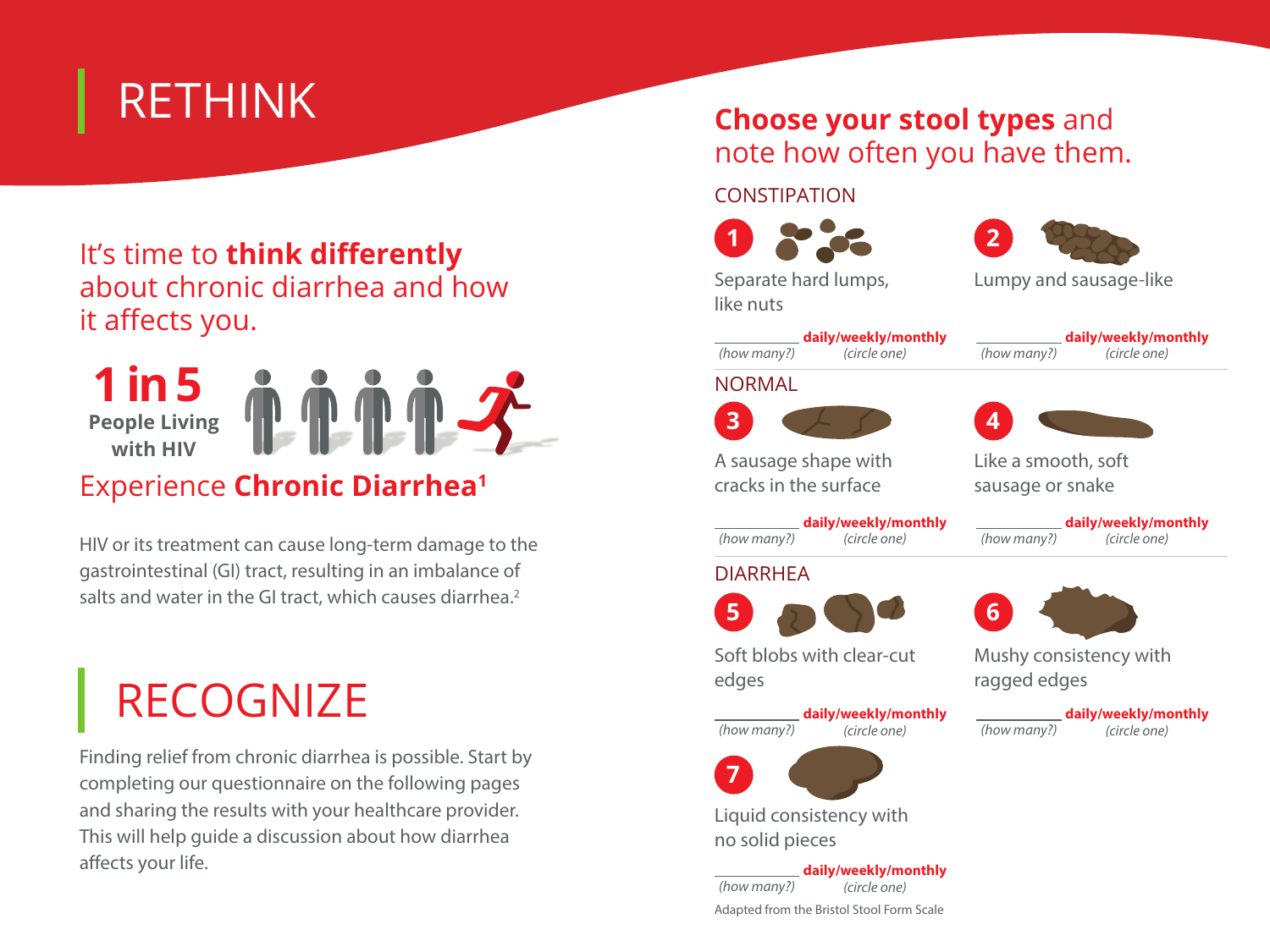# RETHINK

It's time to **think differently** about chronic diarrhea and how it affects you.

**1 in 5**
**People Living with HIV**

Experience **Chronic Diarrhea**[1]

HIV or its treatment can cause long-term damage to the gastrointestinal (GI) tract, resulting in an imbalance of salts and water in the GI tract, which causes diarrhea.[2]

# RECOGNIZE

Finding relief from chronic diarrhea is possible. Start by completing our questionnaire on the following pages and sharing the results with your healthcare provider. This will help guide a discussion about how diarrhea affects your life.

## **Choose your stool types** and note how often you have them.

### CONSTIPATION

**1** Separate hard lumps, like nuts

_________ *(how many?)* **daily/weekly/monthly** *(circle one)*

**2** Lumpy and sausage-like

_________ *(how many?)* **daily/weekly/monthly** *(circle one)*

### NORMAL

**3** A sausage shape with cracks in the surface

_________ *(how many?)* **daily/weekly/monthly** *(circle one)*

**4** Like a smooth, soft sausage or snake

_________ *(how many?)* **daily/weekly/monthly** *(circle one)*

### DIARRHEA

**5** Soft blobs with clear-cut edges

_________ *(how many?)* **daily/weekly/monthly** *(circle one)*

**6** Mushy consistency with ragged edges

_________ *(how many?)* **daily/weekly/monthly** *(circle one)*

**7** Liquid consistency with no solid pieces

_________ *(how many?)* **daily/weekly/monthly** *(circle one)*

Adapted from the Bristol Stool Form Scale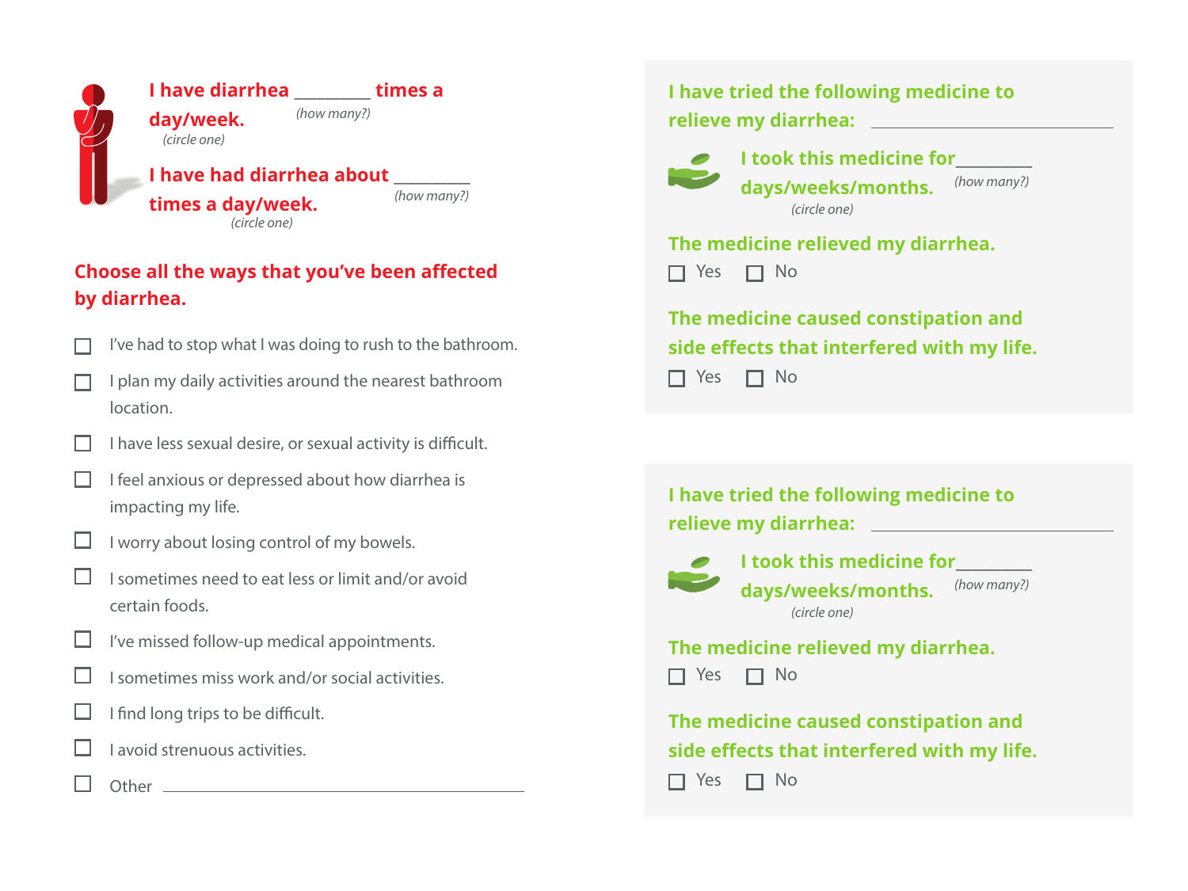**I have diarrhea \_\_\_\_\_\_\_\_ times a day/week.**
*(how many?)* *(circle one)*

**I have had diarrhea about \_\_\_\_\_\_\_\_ times a day/week.**
*(how many?)* *(circle one)*

## Choose all the ways that you've been affected by diarrhea.

- ☐ I've had to stop what I was doing to rush to the bathroom.
- ☐ I plan my daily activities around the nearest bathroom location.
- ☐ I have less sexual desire, or sexual activity is difficult.
- ☐ I feel anxious or depressed about how diarrhea is impacting my life.
- ☐ I worry about losing control of my bowels.
- ☐ I sometimes need to eat less or limit and/or avoid certain foods.
- ☐ I've missed follow-up medical appointments.
- ☐ I sometimes miss work and/or social activities.
- ☐ I find long trips to be difficult.
- ☐ I avoid strenuous activities.
- ☐ Other \_\_\_\_\_\_\_\_\_\_\_\_\_\_\_\_\_\_\_\_\_\_\_\_\_\_\_\_\_\_\_\_

**I have tried the following medicine to relieve my diarrhea:** \_\_\_\_\_\_\_\_\_\_\_\_\_\_\_\_\_\_\_\_

**I took this medicine for \_\_\_\_\_\_\_\_ days/weeks/months.**
*(how many?)* *(circle one)*

**The medicine relieved my diarrhea.**
☐ Yes ☐ No

**The medicine caused constipation and side effects that interfered with my life.**
☐ Yes ☐ No

**I have tried the following medicine to relieve my diarrhea:** \_\_\_\_\_\_\_\_\_\_\_\_\_\_\_\_\_\_\_\_

**I took this medicine for \_\_\_\_\_\_\_\_ days/weeks/months.**
*(how many?)* *(circle one)*

**The medicine relieved my diarrhea.**
☐ Yes ☐ No

**The medicine caused constipation and side effects that interfered with my life.**
☐ Yes ☐ No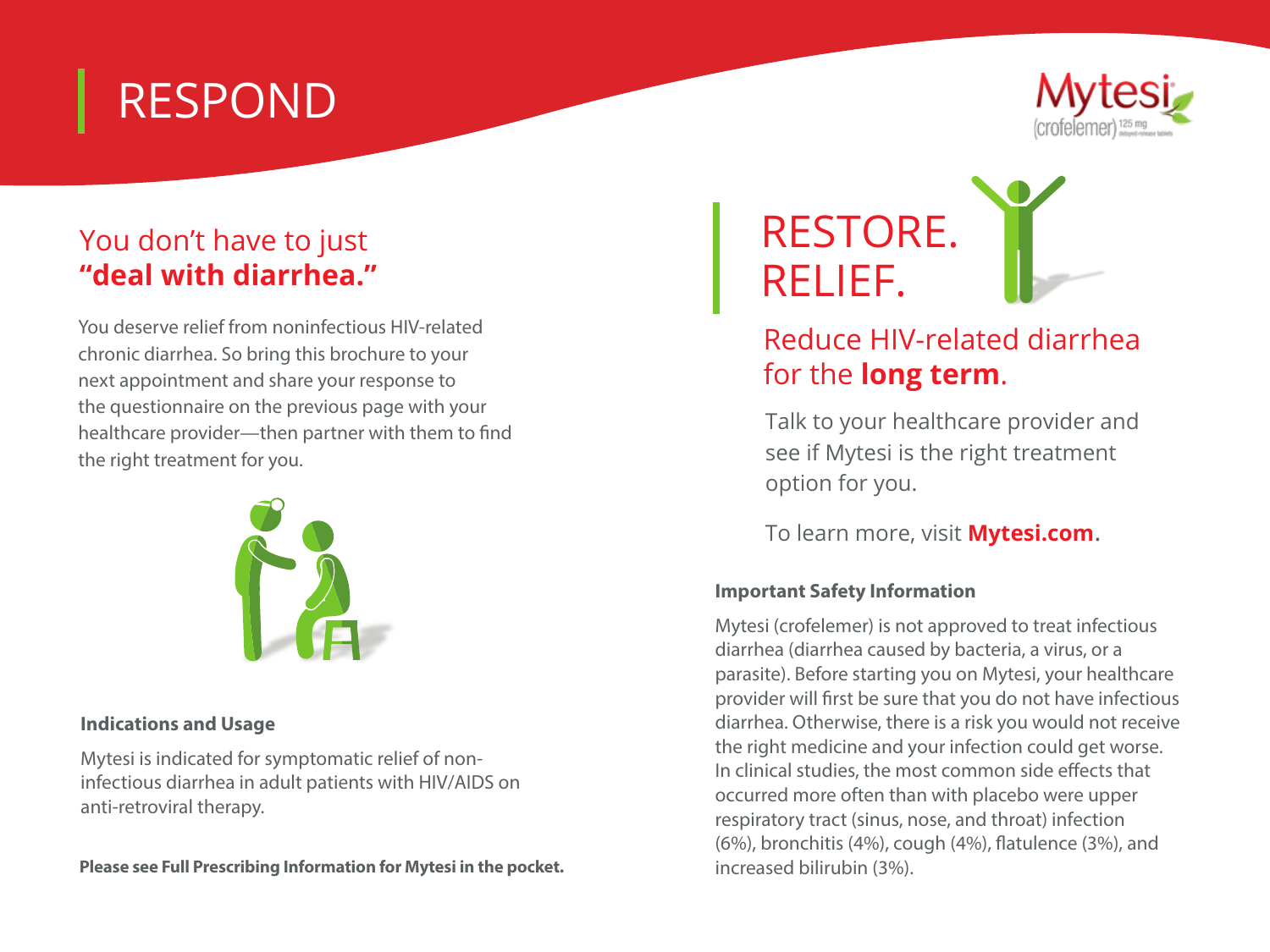# RESPOND

## You don't have to just **"deal with diarrhea."**

You deserve relief from noninfectious HIV-related chronic diarrhea. So bring this brochure to your next appointment and share your response to the questionnaire on the previous page with your healthcare provider—then partner with them to find the right treatment for you.

**Indications and Usage**

Mytesi is indicated for symptomatic relief of non-infectious diarrhea in adult patients with HIV/AIDS on anti-retroviral therapy.

**Please see Full Prescribing Information for Mytesi in the pocket.**

Mytesi (crofelemer) 125 mg delayed-release tablets

# RESTORE. RELIEF.

## Reduce HIV-related diarrhea for the **long term**.

Talk to your healthcare provider and see if Mytesi is the right treatment option for you.

To learn more, visit **Mytesi.com**.

**Important Safety Information**

Mytesi (crofelemer) is not approved to treat infectious diarrhea (diarrhea caused by bacteria, a virus, or a parasite). Before starting you on Mytesi, your healthcare provider will first be sure that you do not have infectious diarrhea. Otherwise, there is a risk you would not receive the right medicine and your infection could get worse. In clinical studies, the most common side effects that occurred more often than with placebo were upper respiratory tract (sinus, nose, and throat) infection (6%), bronchitis (4%), cough (4%), flatulence (3%), and increased bilirubin (3%).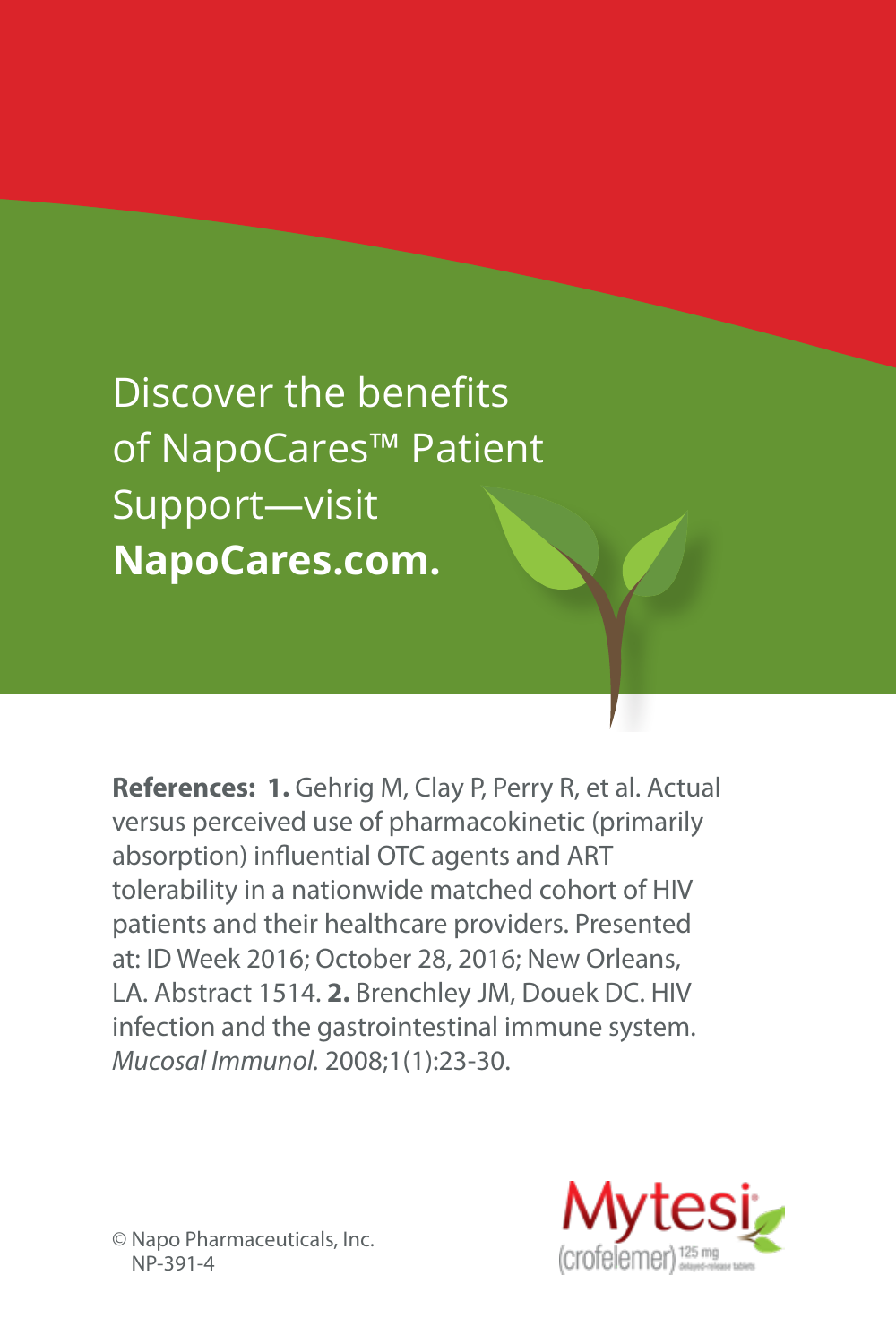Discover the benefits of NapoCares™ Patient Support—visit **NapoCares.com.**

**References:** **1.** Gehrig M, Clay P, Perry R, et al. Actual versus perceived use of pharmacokinetic (primarily absorption) influential OTC agents and ART tolerability in a nationwide matched cohort of HIV patients and their healthcare providers. Presented at: ID Week 2016; October 28, 2016; New Orleans, LA. Abstract 1514. **2.** Brenchley JM, Douek DC. HIV infection and the gastrointestinal immune system. *Mucosal Immunol.* 2008;1(1):23-30.

© Napo Pharmaceuticals, Inc.
NP-391-4

Mytesi (crofelemer) 125 mg delayed-release tablets